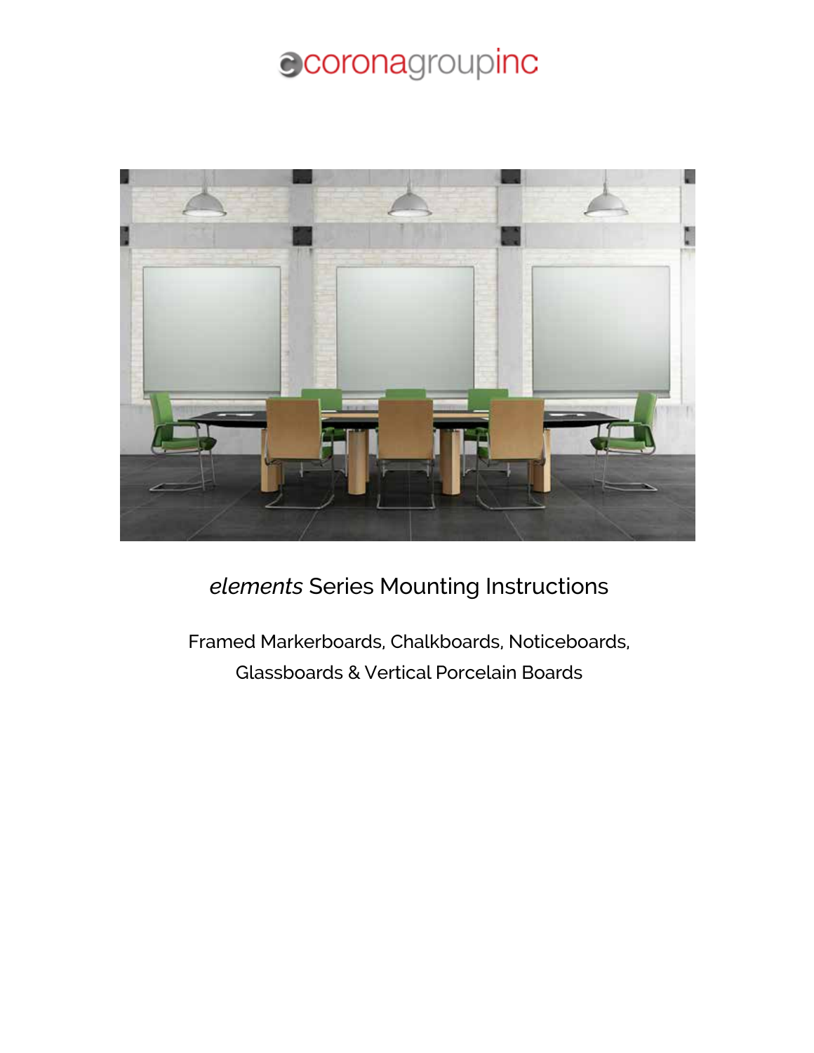coronagroupinc

# *elements* Series Mounting Instructions

Framed Markerboards, Chalkboards, Noticeboards, Glassboards & Vertical Porcelain Boards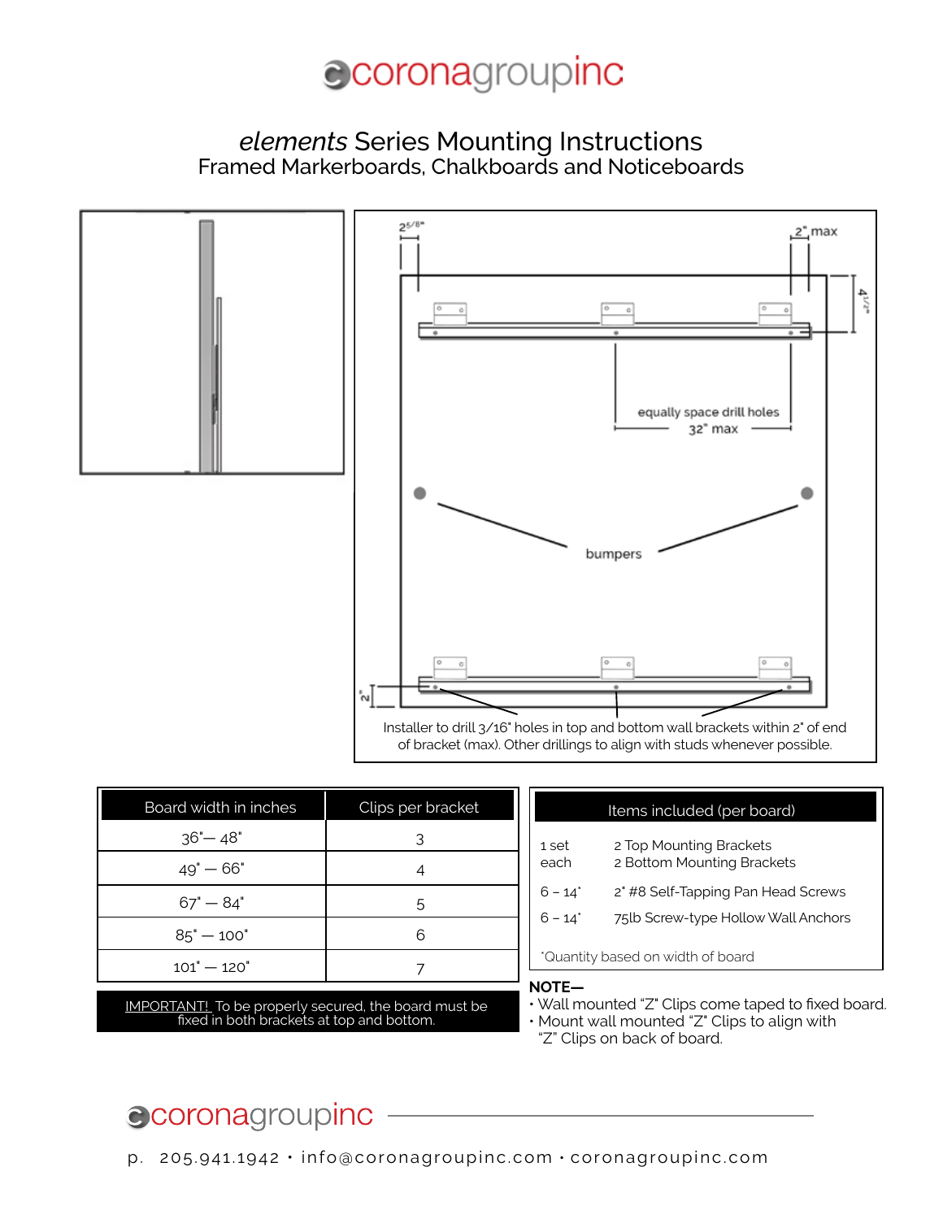# elements Series Mounting Instructions

## Framed Markerboards, Chalkboards and Noticeboards

$2^{5/8}$"

2" max

$4^{1/2}$"

equally space drill holes
32" max

bumpers

2"

Installer to drill 3/16" holes in top and bottom wall brackets within 2" of end of bracket (max). Other drillings to align with studs whenever possible.

| Board width in inches | Clips per bracket |
|---|---|
| 36"— 48" | 3 |
| 49" — 66" | 4 |
| 67" — 84" | 5 |
| 85" — 100" | 6 |
| 101" — 120" | 7 |

IMPORTANT! To be properly secured, the board must be fixed in both brackets at top and bottom.

| Items included (per board) | |
|---|---|
| 1 set each | 2 Top Mounting Brackets<br>2 Bottom Mounting Brackets |
| 6 – 14* | 2" #8 Self-Tapping Pan Head Screws |
| 6 – 14* | 75lb Screw-type Hollow Wall Anchors |

*Quantity based on width of board

**NOTE—**

- Wall mounted "Z" Clips come taped to fixed board.
- Mount wall mounted "Z" Clips to align with "Z" Clips on back of board.

coronagroupinc

p. 205.941.1942 • info@coronagroupinc.com • coronagroupinc.com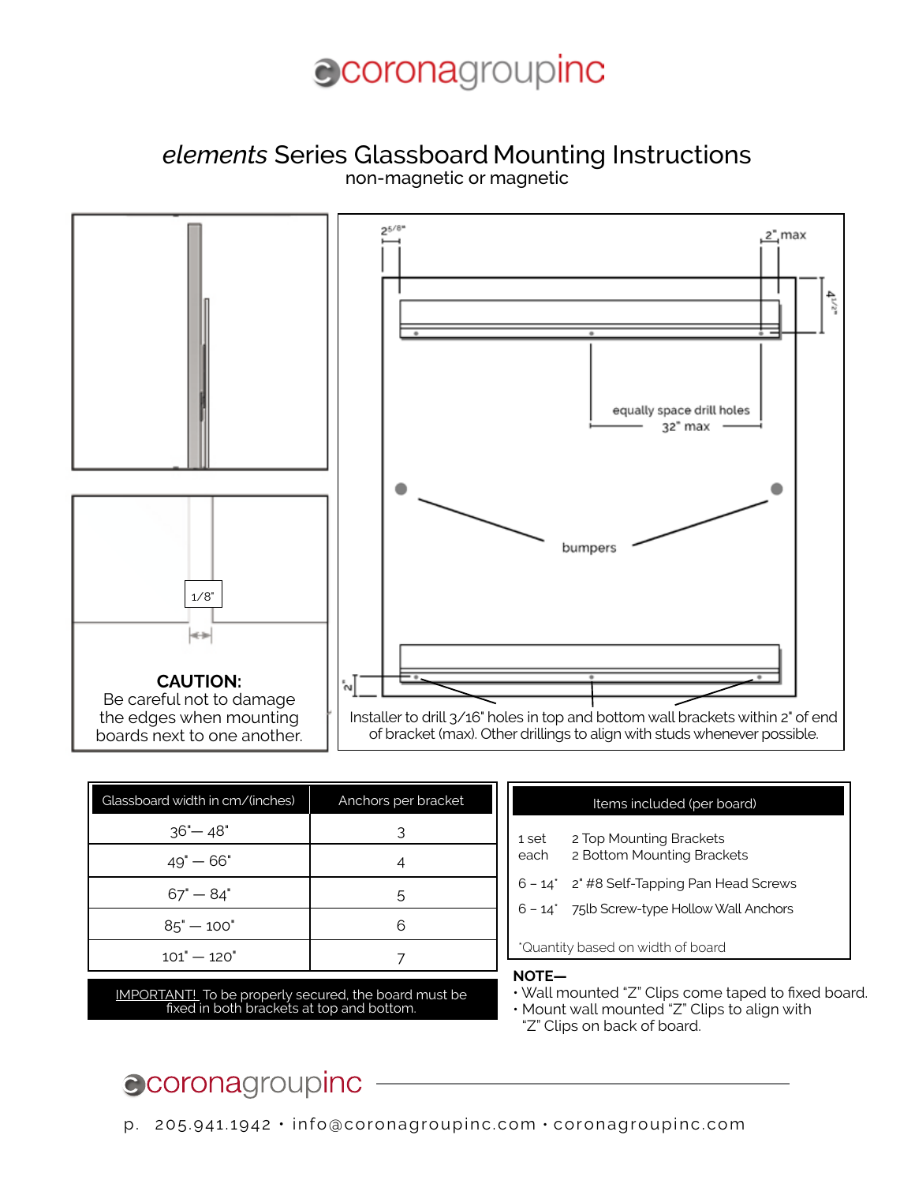coronagroupinc

# *elements* Series Glassboard Mounting Instructions

non-magnetic or magnetic

1/8"

**CAUTION:**
Be careful not to damage the edges when mounting boards next to one another.

2 5/8"

2" max

4 1/2"

equally space drill holes
32" max

bumpers

2"

Installer to drill 3/16" holes in top and bottom wall brackets within 2" of end of bracket (max). Other drillings to align with studs whenever possible.

| Glassboard width in cm/(inches) | Anchors per bracket |
|---|---|
| 36"— 48" | 3 |
| 49" — 66" | 4 |
| 67" — 84" | 5 |
| 85" — 100" | 6 |
| 101" — 120" | 7 |

IMPORTANT! To be properly secured, the board must be fixed in both brackets at top and bottom.

| Items included (per board) | |
|---|---|
| 1 set each | 2 Top Mounting Brackets<br>2 Bottom Mounting Brackets |
| 6 – 14* | 2" #8 Self-Tapping Pan Head Screws |
| 6 – 14* | 75lb Screw-type Hollow Wall Anchors |

*Quantity based on width of board

**NOTE—**
- Wall mounted "Z" Clips come taped to fixed board.
- Mount wall mounted "Z" Clips to align with "Z" Clips on back of board.

coronagroupinc

p. 205.941.1942 • info@coronagroupinc.com • coronagroupinc.com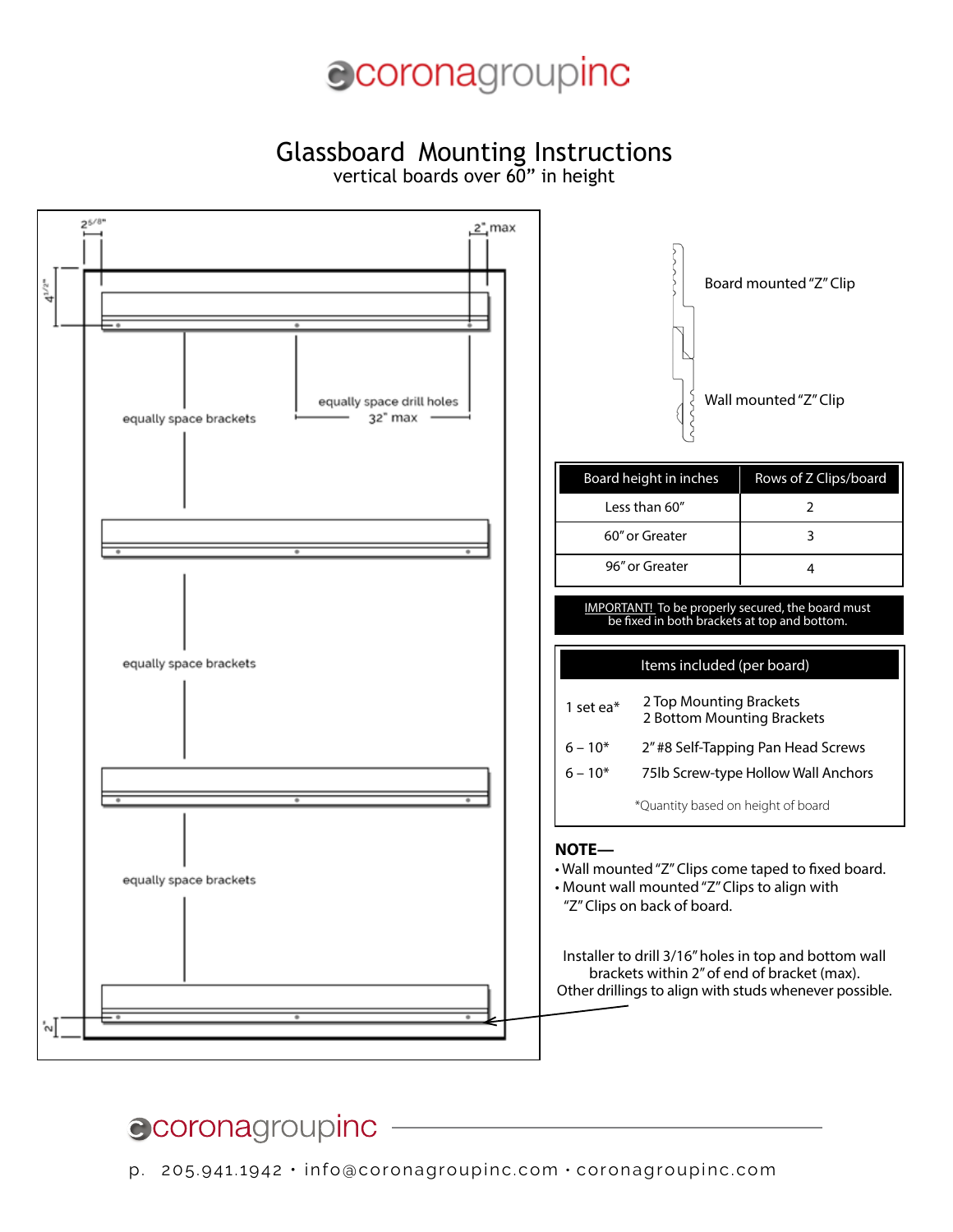# Glassboard Mounting Instructions

vertical boards over 60" in height

2 5/8"

2" max

4 1/2"

equally space brackets

equally space drill holes 32" max

equally space brackets

equally space brackets

2"

Board mounted "Z" Clip

Wall mounted "Z" Clip

| Board height in inches | Rows of Z Clips/board |
|---|---|
| Less than 60" | 2 |
| 60" or Greater | 3 |
| 96" or Greater | 4 |

IMPORTANT! To be properly secured, the board must be fixed in both brackets at top and bottom.

| Items included (per board) | |
|---|---|
| 1 set ea* | 2 Top Mounting Brackets<br>2 Bottom Mounting Brackets |
| 6 – 10* | 2" #8 Self-Tapping Pan Head Screws |
| 6 – 10* | 75lb Screw-type Hollow Wall Anchors |

*Quantity based on height of board

**NOTE—**

- Wall mounted "Z" Clips come taped to fixed board.
- Mount wall mounted "Z" Clips to align with "Z" Clips on back of board.

Installer to drill 3/16" holes in top and bottom wall brackets within 2" of end of bracket (max). Other drillings to align with studs whenever possible.

coronagroupinc

p. 205.941.1942 • info@coronagroupinc.com • coronagroupinc.com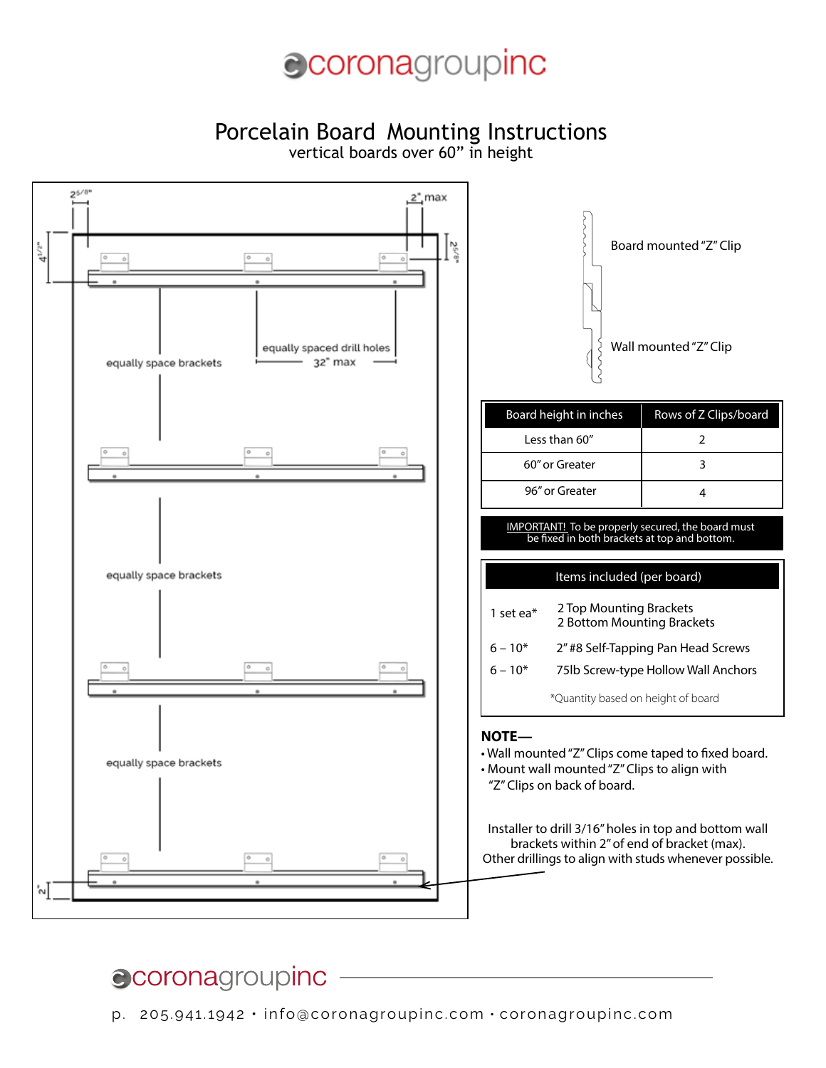# coronagroupinc

## Porcelain Board Mounting Instructions

vertical boards over 60" in height

2 5/8"

2" max

4 1/2"

2 5/8"

equally space brackets

equally spaced drill holes 32" max

equally space brackets

equally space brackets

2"

Board mounted "Z" Clip

Wall mounted "Z" Clip

| Board height in inches | Rows of Z Clips/board |
|---|---|
| Less than 60" | 2 |
| 60" or Greater | 3 |
| 96" or Greater | 4 |

IMPORTANT! To be properly secured, the board must be fixed in both brackets at top and bottom.

| Items included (per board) | |
|---|---|
| 1 set ea* | 2 Top Mounting Brackets<br>2 Bottom Mounting Brackets |
| 6 – 10* | 2" #8 Self-Tapping Pan Head Screws |
| 6 – 10* | 75lb Screw-type Hollow Wall Anchors |

*Quantity based on height of board

**NOTE—**

- Wall mounted "Z" Clips come taped to fixed board.
- Mount wall mounted "Z" Clips to align with "Z" Clips on back of board.

Installer to drill 3/16" holes in top and bottom wall brackets within 2" of end of bracket (max). Other drillings to align with studs whenever possible.

coronagroupinc

p. 205.941.1942 • info@coronagroupinc.com • coronagroupinc.com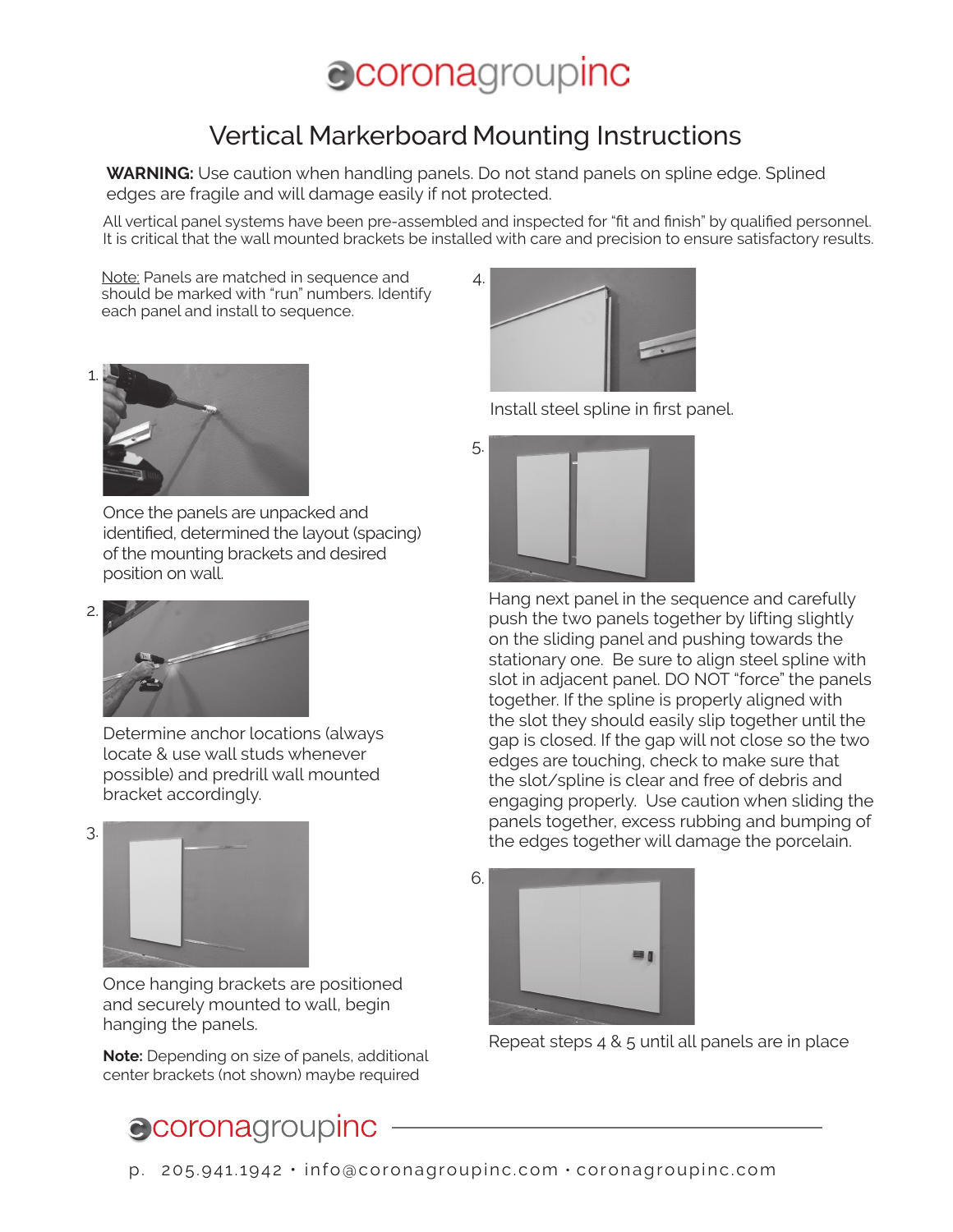# coronagroupinc

## Vertical Markerboard Mounting Instructions

**WARNING:** Use caution when handling panels. Do not stand panels on spline edge. Splined edges are fragile and will damage easily if not protected.

All vertical panel systems have been pre-assembled and inspected for "fit and finish" by qualified personnel. It is critical that the wall mounted brackets be installed with care and precision to ensure satisfactory results.

Note: Panels are matched in sequence and should be marked with "run" numbers. Identify each panel and install to sequence.

1. Once the panels are unpacked and identified, determined the layout (spacing) of the mounting brackets and desired position on wall.

2. Determine anchor locations (always locate & use wall studs whenever possible) and predrill wall mounted bracket accordingly.

3. Once hanging brackets are positioned and securely mounted to wall, begin hanging the panels.

**Note:** Depending on size of panels, additional center brackets (not shown) maybe required

4. Install steel spline in first panel.

5. Hang next panel in the sequence and carefully push the two panels together by lifting slightly on the sliding panel and pushing towards the stationary one. Be sure to align steel spline with slot in adjacent panel. DO NOT "force" the panels together. If the spline is properly aligned with the slot they should easily slip together until the gap is closed. If the gap will not close so the two edges are touching, check to make sure that the slot/spline is clear and free of debris and engaging properly. Use caution when sliding the panels together, excess rubbing and bumping of the edges together will damage the porcelain.

6. Repeat steps 4 & 5 until all panels are in place

coronagroupinc

p. 205.941.1942 • info@coronagroupinc.com • coronagroupinc.com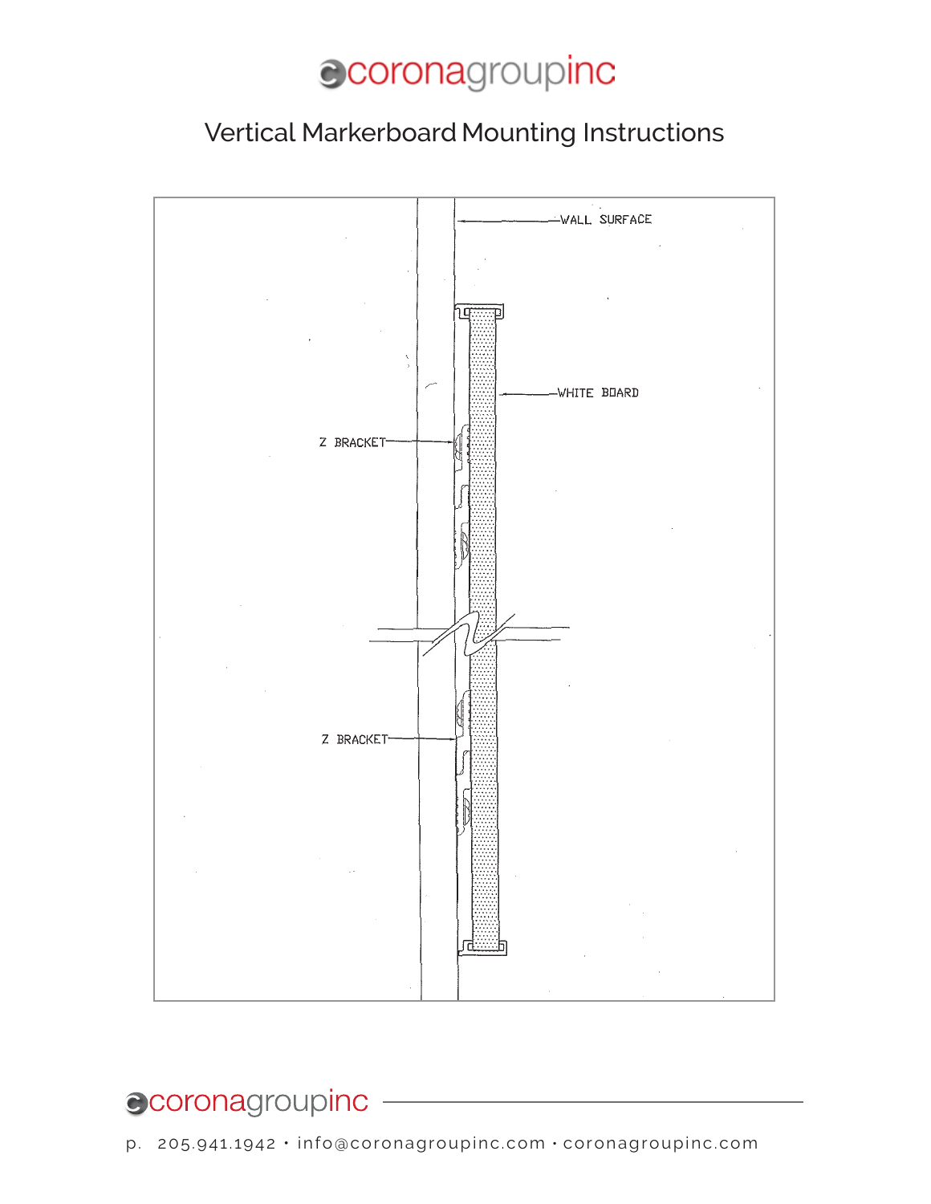# Vertical Markerboard Mounting Instructions

WALL SURFACE

WHITE BOARD

Z BRACKET

Z BRACKET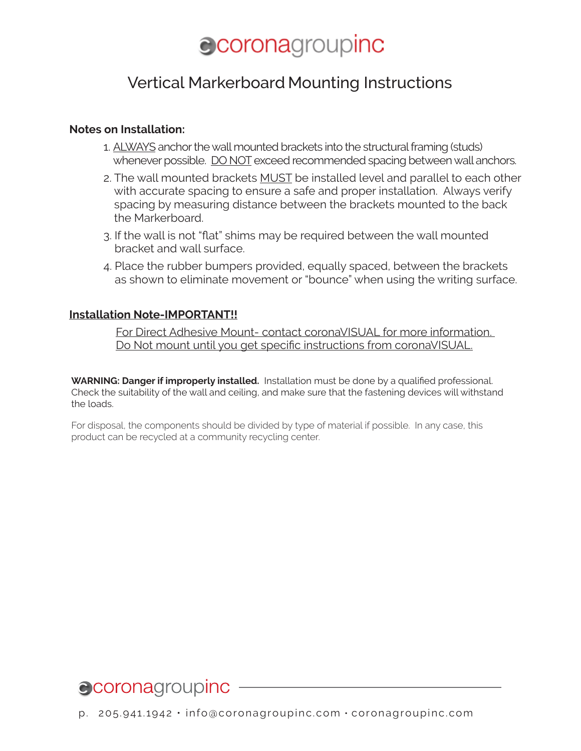coronagroupinc

# Vertical Markerboard Mounting Instructions

**Notes on Installation:**

1. ALWAYS anchor the wall mounted brackets into the structural framing (studs) whenever possible. DO NOT exceed recommended spacing between wall anchors.
2. The wall mounted brackets MUST be installed level and parallel to each other with accurate spacing to ensure a safe and proper installation. Always verify spacing by measuring distance between the brackets mounted to the back the Markerboard.
3. If the wall is not "flat" shims may be required between the wall mounted bracket and wall surface.
4. Place the rubber bumpers provided, equally spaced, between the brackets as shown to eliminate movement or "bounce" when using the writing surface.

**Installation Note-IMPORTANT!!**

For Direct Adhesive Mount- contact coronaVISUAL for more information. Do Not mount until you get specific instructions from coronaVISUAL.

**WARNING: Danger if improperly installed.** Installation must be done by a qualified professional. Check the suitability of the wall and ceiling, and make sure that the fastening devices will withstand the loads.

For disposal, the components should be divided by type of material if possible. In any case, this product can be recycled at a community recycling center.

coronagroupinc

p. 205.941.1942 • info@coronagroupinc.com • coronagroupinc.com